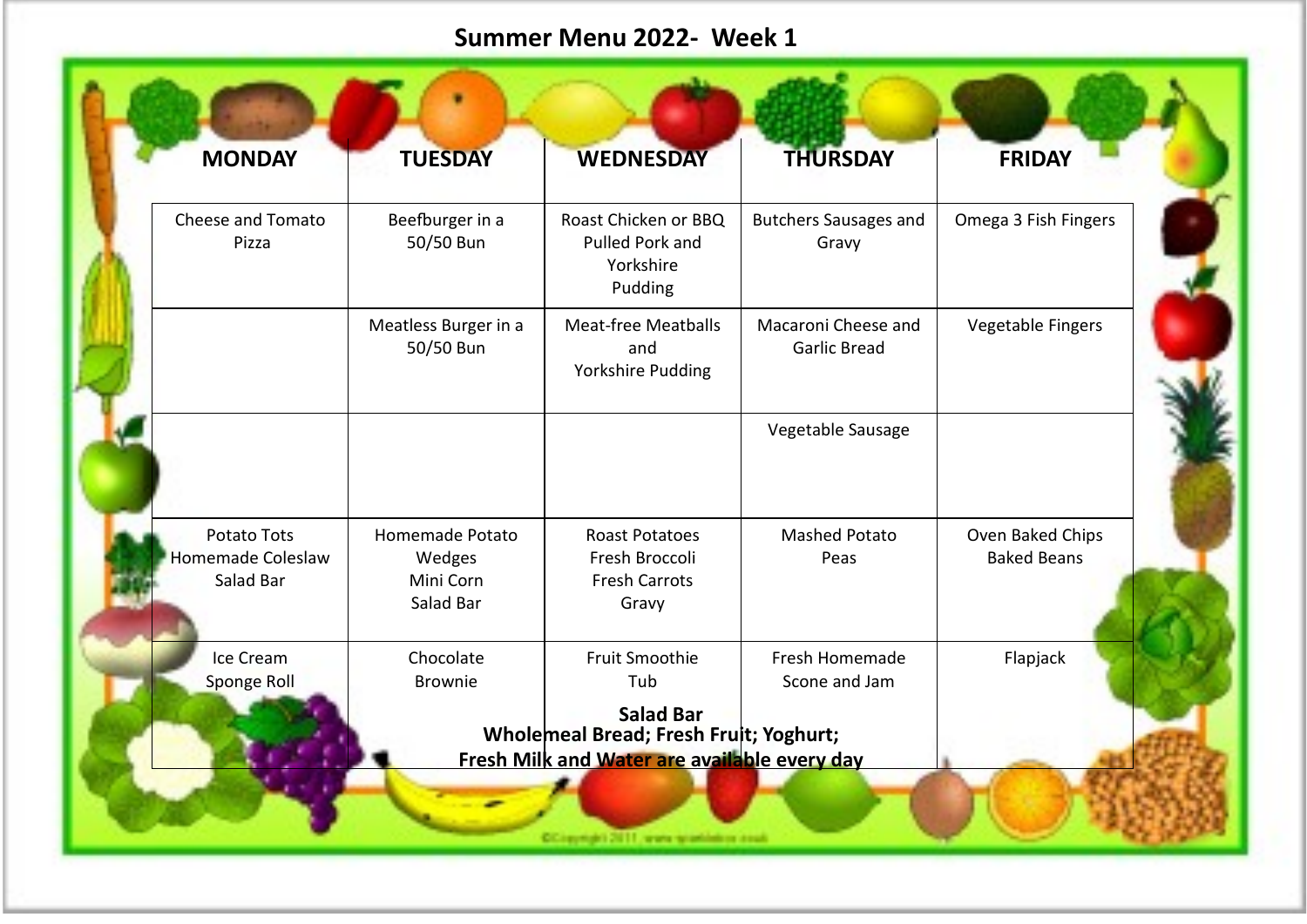# Summer Menu 2022- Week 1

| MONDAY | TUESDAY | WEDNESDAY | THURSDAY | FRIDAY |
|---|---|---|---|---|
| Cheese and Tomato Pizza | Beefburger in a 50/50 Bun | Roast Chicken or BBQ Pulled Pork and Yorkshire Pudding | Butchers Sausages and Gravy | Omega 3 Fish Fingers |
| | Meatless Burger in a 50/50 Bun | Meat-free Meatballs and Yorkshire Pudding | Macaroni Cheese and Garlic Bread | Vegetable Fingers |
| | | | Vegetable Sausage | |
| Potato Tots<br>Homemade Coleslaw<br>Salad Bar | Homemade Potato Wedges<br>Mini Corn<br>Salad Bar | Roast Potatoes<br>Fresh Broccoli<br>Fresh Carrots<br>Gravy | Mashed Potato<br>Peas | Oven Baked Chips<br>Baked Beans |
| Ice Cream Sponge Roll | Chocolate Brownie | Fruit Smoothie Tub | Fresh Homemade Scone and Jam | Flapjack |

**Salad Bar**
**Wholemeal Bread; Fresh Fruit; Yoghurt;**
**Fresh Milk and Water are available every day**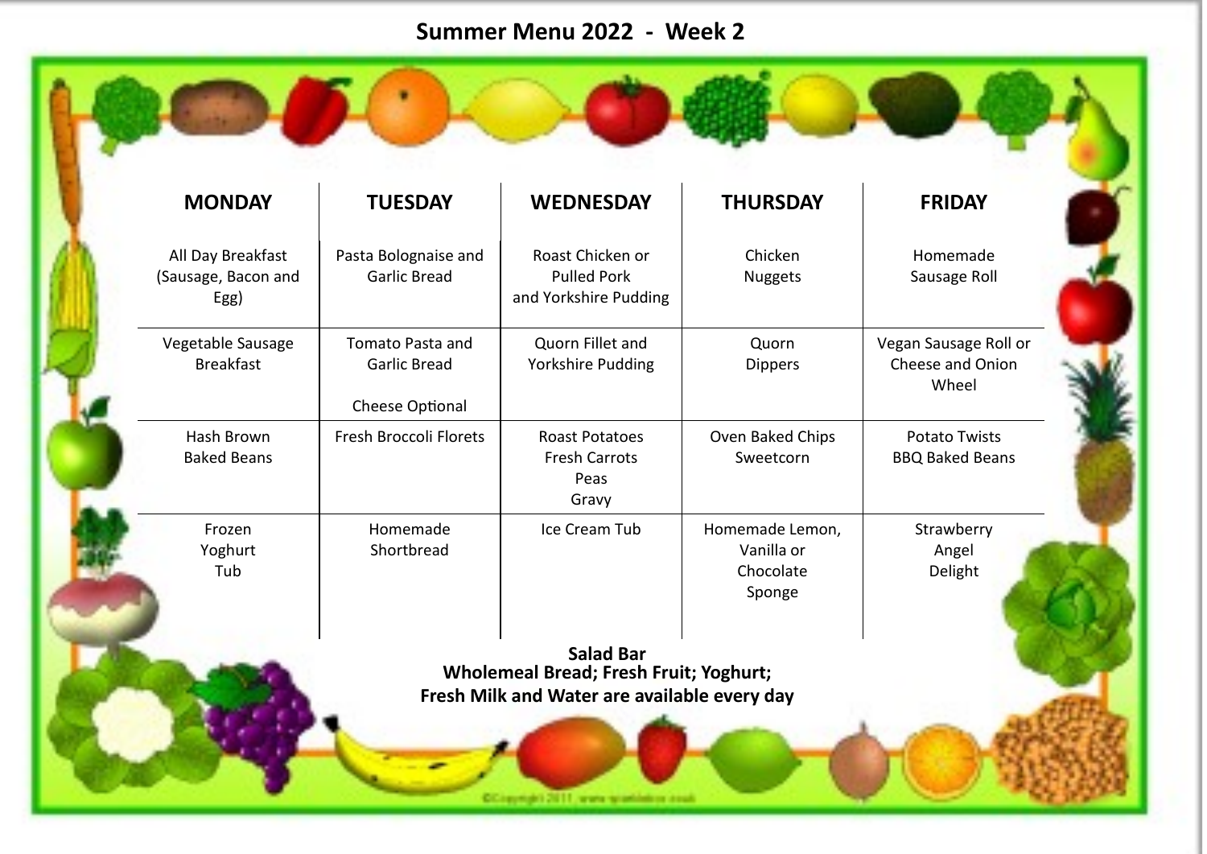# Summer Menu 2022 - Week 2

| MONDAY | TUESDAY | WEDNESDAY | THURSDAY | FRIDAY |
|---|---|---|---|---|
| All Day Breakfast (Sausage, Bacon and Egg) | Pasta Bolognaise and Garlic Bread | Roast Chicken or Pulled Pork and Yorkshire Pudding | Chicken Nuggets | Homemade Sausage Roll |
| Vegetable Sausage Breakfast | Tomato Pasta and Garlic Bread<br><br>Cheese Optional | Quorn Fillet and Yorkshire Pudding | Quorn Dippers | Vegan Sausage Roll or Cheese and Onion Wheel |
| Hash Brown<br>Baked Beans | Fresh Broccoli Florets | Roast Potatoes<br>Fresh Carrots<br>Peas<br>Gravy | Oven Baked Chips<br>Sweetcorn | Potato Twists<br>BBQ Baked Beans |
| Frozen Yoghurt Tub | Homemade Shortbread | Ice Cream Tub | Homemade Lemon, Vanilla or Chocolate Sponge | Strawberry Angel Delight |

**Salad Bar**
**Wholemeal Bread; Fresh Fruit; Yoghurt;**
**Fresh Milk and Water are available every day**